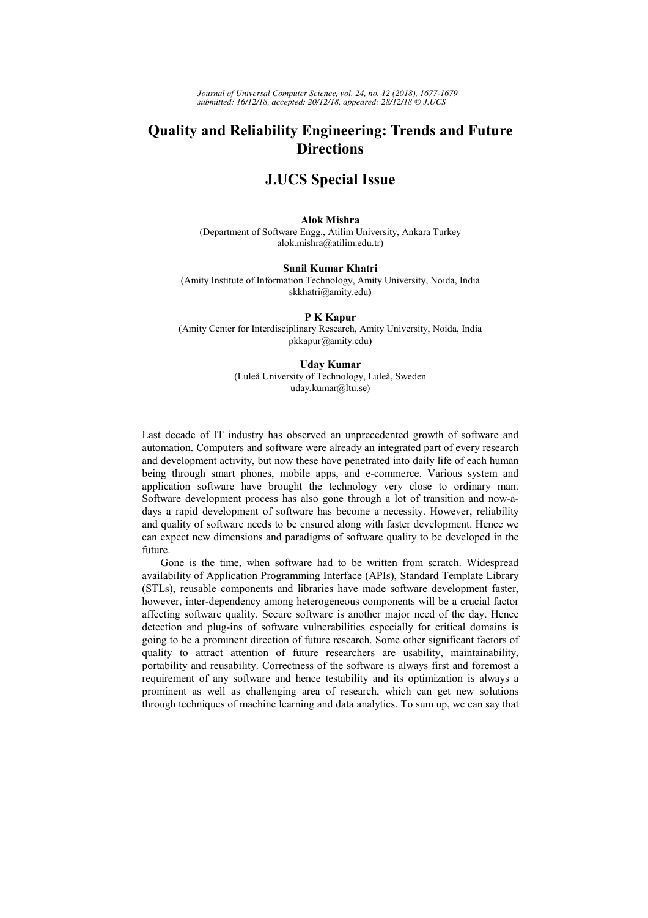# Quality and Reliability Engineering: Trends and Future Directions

## J.UCS Special Issue

**Alok Mishra**
(Department of Software Engg., Atilim University, Ankara Turkey
alok.mishra@atilim.edu.tr)

**Sunil Kumar Khatri**
(Amity Institute of Information Technology, Amity University, Noida, India
skkhatri@amity.edu**)**

**P K Kapur**
(Amity Center for Interdisciplinary Research, Amity University, Noida, India
pkkapur@amity.edu**)**

**Uday Kumar**
(Luleå University of Technology, Luleå, Sweden
uday.kumar@ltu.se)

Last decade of IT industry has observed an unprecedented growth of software and automation. Computers and software were already an integrated part of every research and development activity, but now these have penetrated into daily life of each human being through smart phones, mobile apps, and e-commerce. Various system and application software have brought the technology very close to ordinary man. Software development process has also gone through a lot of transition and now-a-days a rapid development of software has become a necessity. However, reliability and quality of software needs to be ensured along with faster development. Hence we can expect new dimensions and paradigms of software quality to be developed in the future.

Gone is the time, when software had to be written from scratch. Widespread availability of Application Programming Interface (APIs), Standard Template Library (STLs), reusable components and libraries have made software development faster, however, inter-dependency among heterogeneous components will be a crucial factor affecting software quality. Secure software is another major need of the day. Hence detection and plug-ins of software vulnerabilities especially for critical domains is going to be a prominent direction of future research. Some other significant factors of quality to attract attention of future researchers are usability, maintainability, portability and reusability. Correctness of the software is always first and foremost a requirement of any software and hence testability and its optimization is always a prominent as well as challenging area of research, which can get new solutions through techniques of machine learning and data analytics. To sum up, we can say that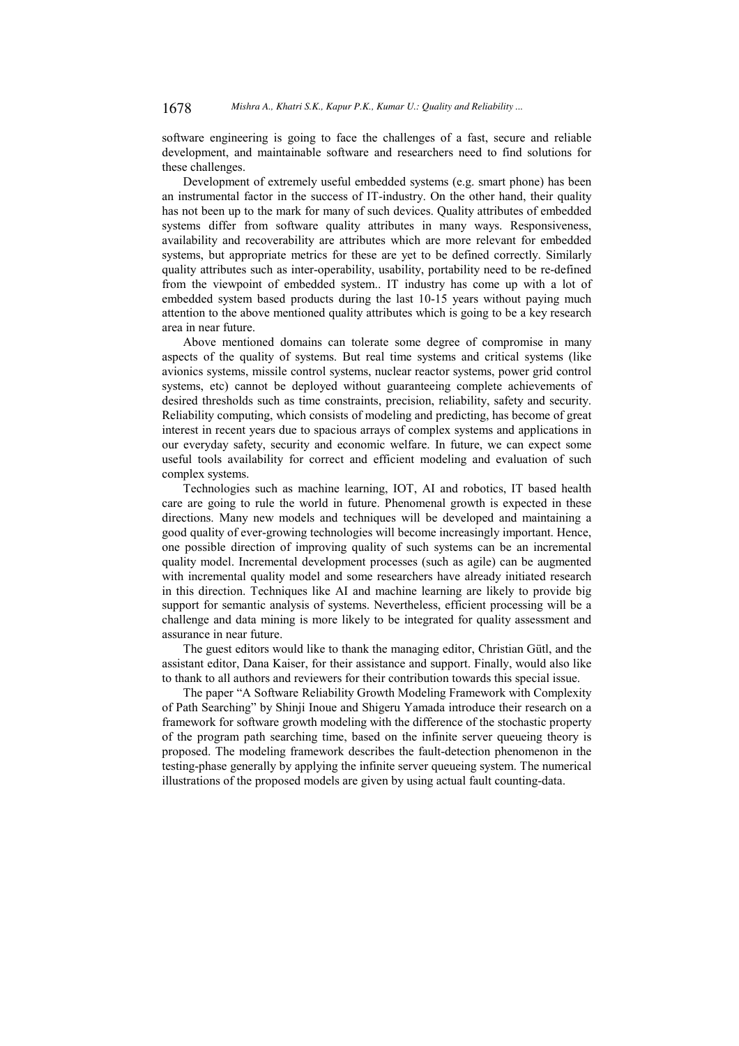software engineering is going to face the challenges of a fast, secure and reliable development, and maintainable software and researchers need to find solutions for these challenges.

Development of extremely useful embedded systems (e.g. smart phone) has been an instrumental factor in the success of IT-industry. On the other hand, their quality has not been up to the mark for many of such devices. Quality attributes of embedded systems differ from software quality attributes in many ways. Responsiveness, availability and recoverability are attributes which are more relevant for embedded systems, but appropriate metrics for these are yet to be defined correctly. Similarly quality attributes such as inter-operability, usability, portability need to be re-defined from the viewpoint of embedded system.. IT industry has come up with a lot of embedded system based products during the last 10-15 years without paying much attention to the above mentioned quality attributes which is going to be a key research area in near future.

Above mentioned domains can tolerate some degree of compromise in many aspects of the quality of systems. But real time systems and critical systems (like avionics systems, missile control systems, nuclear reactor systems, power grid control systems, etc) cannot be deployed without guaranteeing complete achievements of desired thresholds such as time constraints, precision, reliability, safety and security. Reliability computing, which consists of modeling and predicting, has become of great interest in recent years due to spacious arrays of complex systems and applications in our everyday safety, security and economic welfare. In future, we can expect some useful tools availability for correct and efficient modeling and evaluation of such complex systems.

Technologies such as machine learning, IOT, AI and robotics, IT based health care are going to rule the world in future. Phenomenal growth is expected in these directions. Many new models and techniques will be developed and maintaining a good quality of ever-growing technologies will become increasingly important. Hence, one possible direction of improving quality of such systems can be an incremental quality model. Incremental development processes (such as agile) can be augmented with incremental quality model and some researchers have already initiated research in this direction. Techniques like AI and machine learning are likely to provide big support for semantic analysis of systems. Nevertheless, efficient processing will be a challenge and data mining is more likely to be integrated for quality assessment and assurance in near future.

The guest editors would like to thank the managing editor, Christian Gütl, and the assistant editor, Dana Kaiser, for their assistance and support. Finally, would also like to thank to all authors and reviewers for their contribution towards this special issue.

The paper "A Software Reliability Growth Modeling Framework with Complexity of Path Searching" by Shinji Inoue and Shigeru Yamada introduce their research on a framework for software growth modeling with the difference of the stochastic property of the program path searching time, based on the infinite server queueing theory is proposed. The modeling framework describes the fault-detection phenomenon in the testing-phase generally by applying the infinite server queueing system. The numerical illustrations of the proposed models are given by using actual fault counting-data.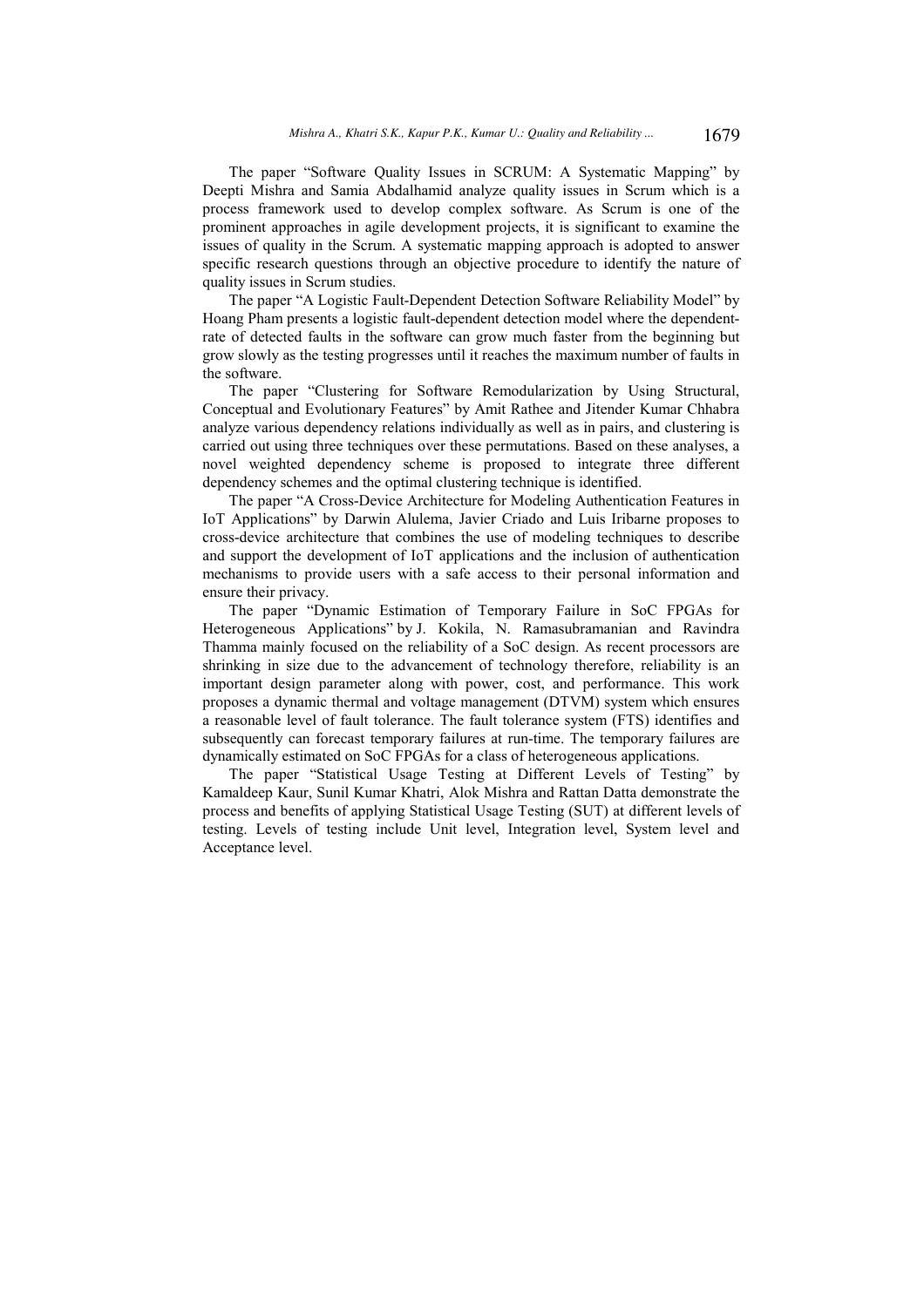The paper "Software Quality Issues in SCRUM: A Systematic Mapping" by Deepti Mishra and Samia Abdalhamid analyze quality issues in Scrum which is a process framework used to develop complex software. As Scrum is one of the prominent approaches in agile development projects, it is significant to examine the issues of quality in the Scrum. A systematic mapping approach is adopted to answer specific research questions through an objective procedure to identify the nature of quality issues in Scrum studies.

The paper "A Logistic Fault-Dependent Detection Software Reliability Model" by Hoang Pham presents a logistic fault-dependent detection model where the dependent-rate of detected faults in the software can grow much faster from the beginning but grow slowly as the testing progresses until it reaches the maximum number of faults in the software.

The paper "Clustering for Software Remodularization by Using Structural, Conceptual and Evolutionary Features" by Amit Rathee and Jitender Kumar Chhabra analyze various dependency relations individually as well as in pairs, and clustering is carried out using three techniques over these permutations. Based on these analyses, a novel weighted dependency scheme is proposed to integrate three different dependency schemes and the optimal clustering technique is identified.

The paper "A Cross-Device Architecture for Modeling Authentication Features in IoT Applications" by Darwin Alulema, Javier Criado and Luis Iribarne proposes to cross-device architecture that combines the use of modeling techniques to describe and support the development of IoT applications and the inclusion of authentication mechanisms to provide users with a safe access to their personal information and ensure their privacy.

The paper "Dynamic Estimation of Temporary Failure in SoC FPGAs for Heterogeneous Applications" by J. Kokila, N. Ramasubramanian and Ravindra Thamma mainly focused on the reliability of a SoC design. As recent processors are shrinking in size due to the advancement of technology therefore, reliability is an important design parameter along with power, cost, and performance. This work proposes a dynamic thermal and voltage management (DTVM) system which ensures a reasonable level of fault tolerance. The fault tolerance system (FTS) identifies and subsequently can forecast temporary failures at run-time. The temporary failures are dynamically estimated on SoC FPGAs for a class of heterogeneous applications.

The paper "Statistical Usage Testing at Different Levels of Testing" by Kamaldeep Kaur, Sunil Kumar Khatri, Alok Mishra and Rattan Datta demonstrate the process and benefits of applying Statistical Usage Testing (SUT) at different levels of testing. Levels of testing include Unit level, Integration level, System level and Acceptance level.